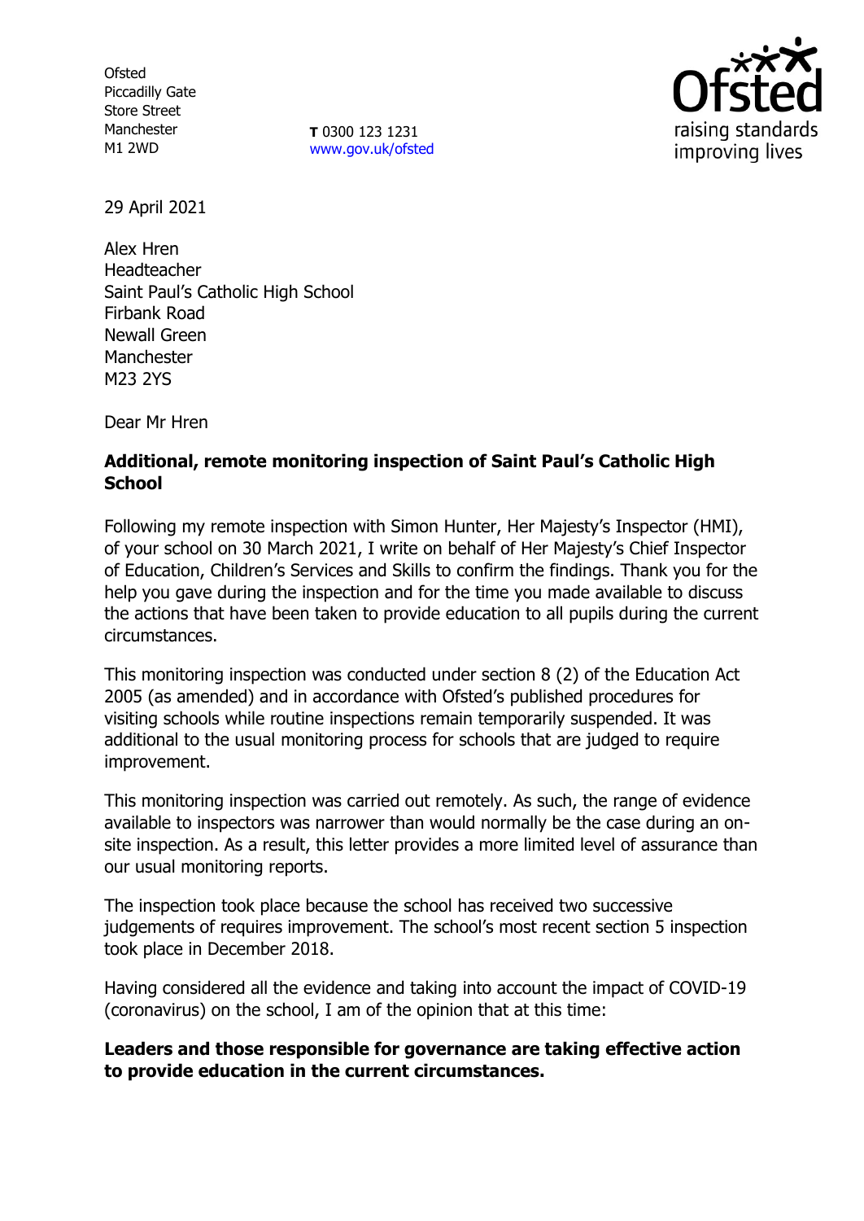Ofsted
Piccadilly Gate
Store Street
Manchester
M1 2WD

**T** 0300 123 1231
www.gov.uk/ofsted

raising standards
improving lives

29 April 2021

Alex Hren
Headteacher
Saint Paul's Catholic High School
Firbank Road
Newall Green
Manchester
M23 2YS

Dear Mr Hren

**Additional, remote monitoring inspection of Saint Paul's Catholic High School**

Following my remote inspection with Simon Hunter, Her Majesty's Inspector (HMI), of your school on 30 March 2021, I write on behalf of Her Majesty's Chief Inspector of Education, Children's Services and Skills to confirm the findings. Thank you for the help you gave during the inspection and for the time you made available to discuss the actions that have been taken to provide education to all pupils during the current circumstances.

This monitoring inspection was conducted under section 8 (2) of the Education Act 2005 (as amended) and in accordance with Ofsted's published procedures for visiting schools while routine inspections remain temporarily suspended. It was additional to the usual monitoring process for schools that are judged to require improvement.

This monitoring inspection was carried out remotely. As such, the range of evidence available to inspectors was narrower than would normally be the case during an on-site inspection. As a result, this letter provides a more limited level of assurance than our usual monitoring reports.

The inspection took place because the school has received two successive judgements of requires improvement. The school's most recent section 5 inspection took place in December 2018.

Having considered all the evidence and taking into account the impact of COVID-19 (coronavirus) on the school, I am of the opinion that at this time:

**Leaders and those responsible for governance are taking effective action to provide education in the current circumstances.**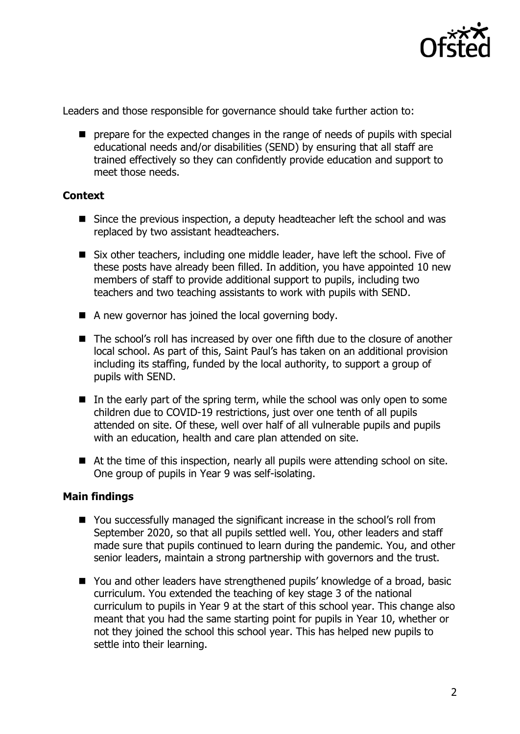Leaders and those responsible for governance should take further action to:

- prepare for the expected changes in the range of needs of pupils with special educational needs and/or disabilities (SEND) by ensuring that all staff are trained effectively so they can confidently provide education and support to meet those needs.

### Context

- Since the previous inspection, a deputy headteacher left the school and was replaced by two assistant headteachers.
- Six other teachers, including one middle leader, have left the school. Five of these posts have already been filled. In addition, you have appointed 10 new members of staff to provide additional support to pupils, including two teachers and two teaching assistants to work with pupils with SEND.
- A new governor has joined the local governing body.
- The school's roll has increased by over one fifth due to the closure of another local school. As part of this, Saint Paul's has taken on an additional provision including its staffing, funded by the local authority, to support a group of pupils with SEND.
- In the early part of the spring term, while the school was only open to some children due to COVID-19 restrictions, just over one tenth of all pupils attended on site. Of these, well over half of all vulnerable pupils and pupils with an education, health and care plan attended on site.
- At the time of this inspection, nearly all pupils were attending school on site. One group of pupils in Year 9 was self-isolating.

### Main findings

- You successfully managed the significant increase in the school's roll from September 2020, so that all pupils settled well. You, other leaders and staff made sure that pupils continued to learn during the pandemic. You, and other senior leaders, maintain a strong partnership with governors and the trust.
- You and other leaders have strengthened pupils' knowledge of a broad, basic curriculum. You extended the teaching of key stage 3 of the national curriculum to pupils in Year 9 at the start of this school year. This change also meant that you had the same starting point for pupils in Year 10, whether or not they joined the school this school year. This has helped new pupils to settle into their learning.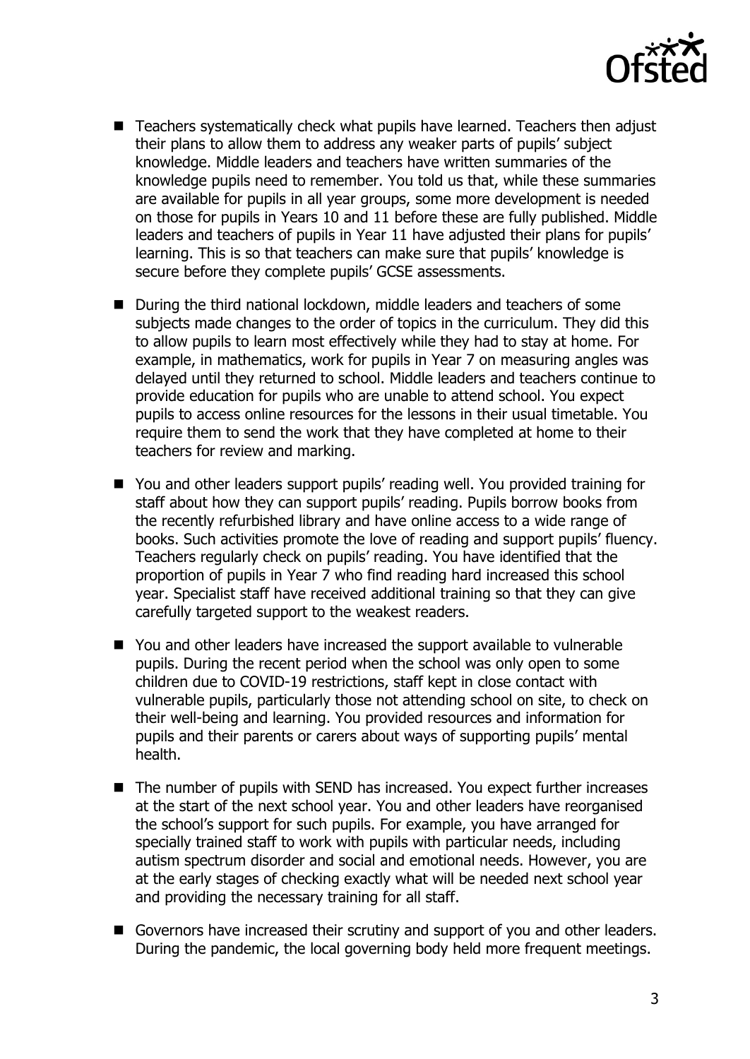- Teachers systematically check what pupils have learned. Teachers then adjust their plans to allow them to address any weaker parts of pupils' subject knowledge. Middle leaders and teachers have written summaries of the knowledge pupils need to remember. You told us that, while these summaries are available for pupils in all year groups, some more development is needed on those for pupils in Years 10 and 11 before these are fully published. Middle leaders and teachers of pupils in Year 11 have adjusted their plans for pupils' learning. This is so that teachers can make sure that pupils' knowledge is secure before they complete pupils' GCSE assessments.

- During the third national lockdown, middle leaders and teachers of some subjects made changes to the order of topics in the curriculum. They did this to allow pupils to learn most effectively while they had to stay at home. For example, in mathematics, work for pupils in Year 7 on measuring angles was delayed until they returned to school. Middle leaders and teachers continue to provide education for pupils who are unable to attend school. You expect pupils to access online resources for the lessons in their usual timetable. You require them to send the work that they have completed at home to their teachers for review and marking.

- You and other leaders support pupils' reading well. You provided training for staff about how they can support pupils' reading. Pupils borrow books from the recently refurbished library and have online access to a wide range of books. Such activities promote the love of reading and support pupils' fluency. Teachers regularly check on pupils' reading. You have identified that the proportion of pupils in Year 7 who find reading hard increased this school year. Specialist staff have received additional training so that they can give carefully targeted support to the weakest readers.

- You and other leaders have increased the support available to vulnerable pupils. During the recent period when the school was only open to some children due to COVID-19 restrictions, staff kept in close contact with vulnerable pupils, particularly those not attending school on site, to check on their well-being and learning. You provided resources and information for pupils and their parents or carers about ways of supporting pupils' mental health.

- The number of pupils with SEND has increased. You expect further increases at the start of the next school year. You and other leaders have reorganised the school's support for such pupils. For example, you have arranged for specially trained staff to work with pupils with particular needs, including autism spectrum disorder and social and emotional needs. However, you are at the early stages of checking exactly what will be needed next school year and providing the necessary training for all staff.

- Governors have increased their scrutiny and support of you and other leaders. During the pandemic, the local governing body held more frequent meetings.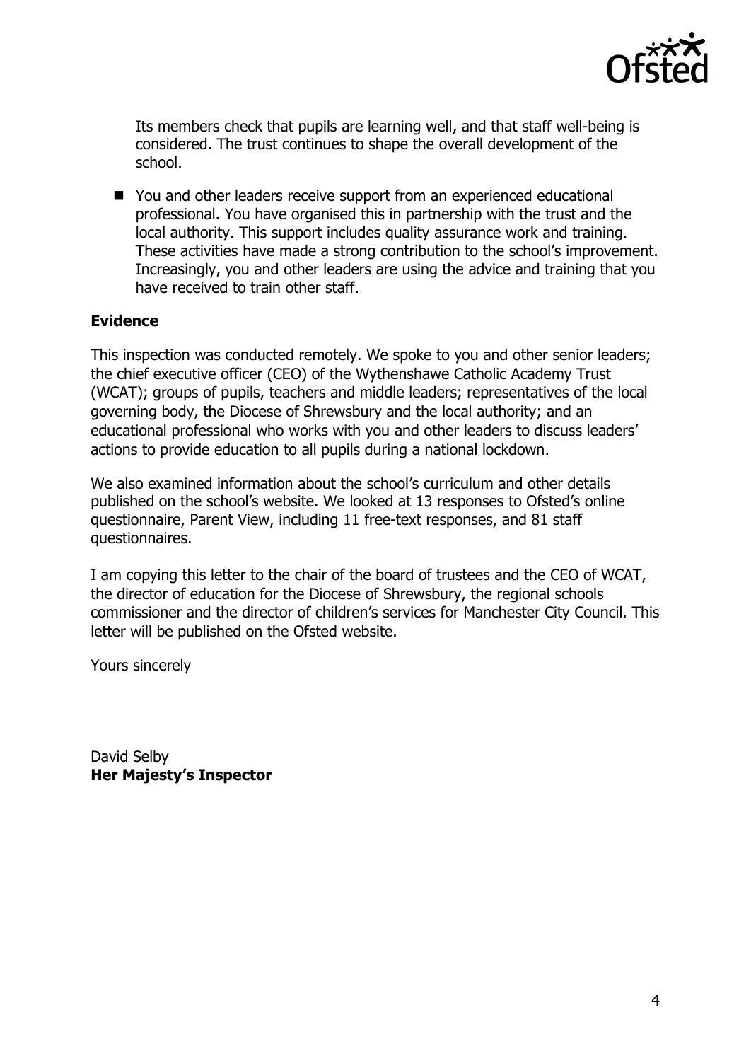Its members check that pupils are learning well, and that staff well-being is considered. The trust continues to shape the overall development of the school.

- You and other leaders receive support from an experienced educational professional. You have organised this in partnership with the trust and the local authority. This support includes quality assurance work and training. These activities have made a strong contribution to the school's improvement. Increasingly, you and other leaders are using the advice and training that you have received to train other staff.

## Evidence

This inspection was conducted remotely. We spoke to you and other senior leaders; the chief executive officer (CEO) of the Wythenshawe Catholic Academy Trust (WCAT); groups of pupils, teachers and middle leaders; representatives of the local governing body, the Diocese of Shrewsbury and the local authority; and an educational professional who works with you and other leaders to discuss leaders' actions to provide education to all pupils during a national lockdown.

We also examined information about the school's curriculum and other details published on the school's website. We looked at 13 responses to Ofsted's online questionnaire, Parent View, including 11 free-text responses, and 81 staff questionnaires.

I am copying this letter to the chair of the board of trustees and the CEO of WCAT, the director of education for the Diocese of Shrewsbury, the regional schools commissioner and the director of children's services for Manchester City Council. This letter will be published on the Ofsted website.

Yours sincerely

David Selby
**Her Majesty's Inspector**